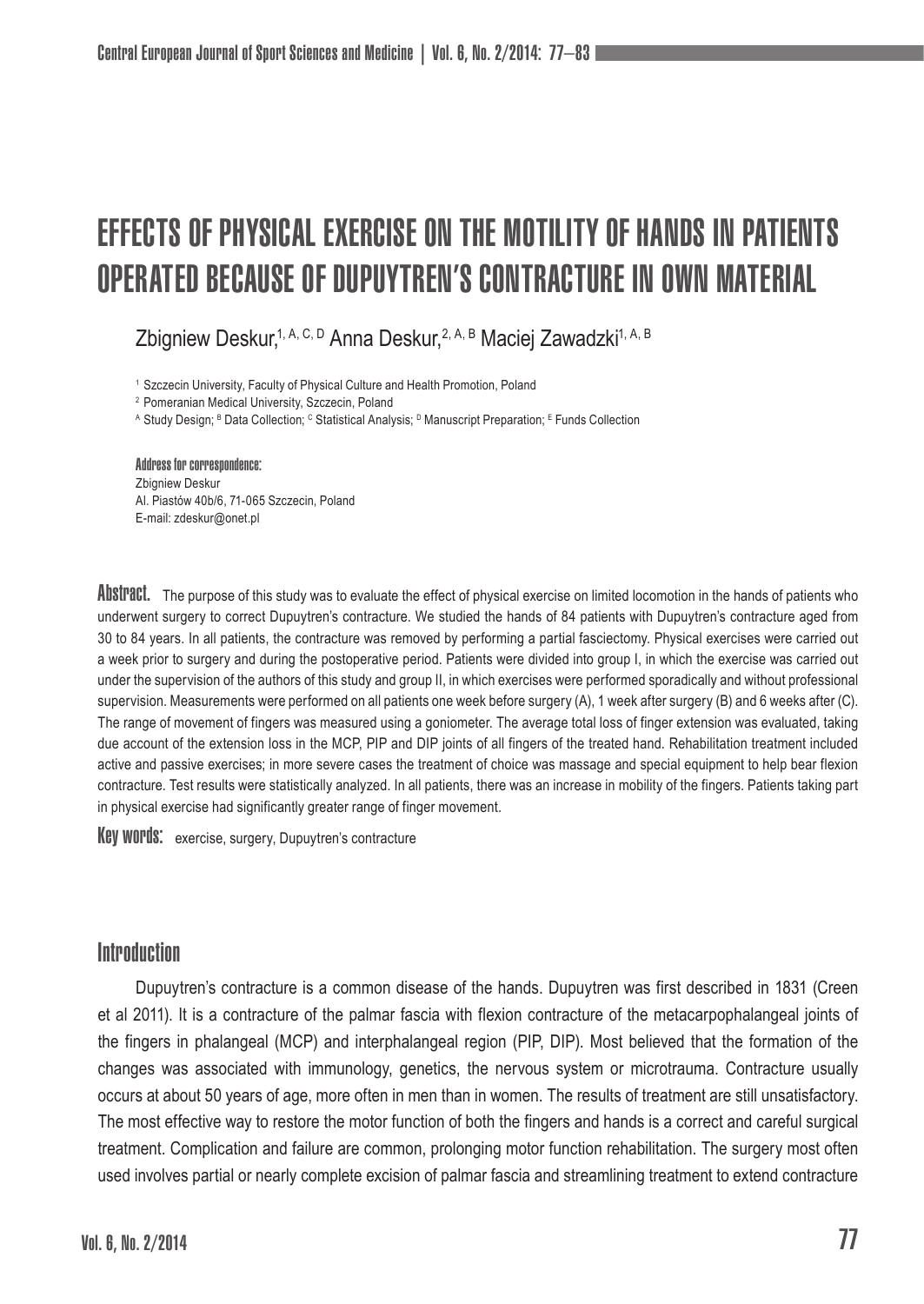# EFFECTS OF PHYSICAL EXERCISE ON THE MOTILITY OF HANDS IN PATIENTS OPERATED BECAUSE OF DUPUYTREN'S CONTRACTURE IN OWN MATERIAL

Zbigniew Deskur,[1, A, C, D] Anna Deskur,[2, A, B] Maciej Zawadzki[1, A, B]

[1] Szczecin University, Faculty of Physical Culture and Health Promotion, Poland
[2] Pomeranian Medical University, Szczecin, Poland
[A] Study Design; [B] Data Collection; [C] Statistical Analysis; [D] Manuscript Preparation; [E] Funds Collection

**Address for correspondence:**
Zbigniew Deskur
Al. Piastów 40b/6, 71-065 Szczecin, Poland
E-mail: zdeskur@onet.pl

**Abstract.** The purpose of this study was to evaluate the effect of physical exercise on limited locomotion in the hands of patients who underwent surgery to correct Dupuytren's contracture. We studied the hands of 84 patients with Dupuytren's contracture aged from 30 to 84 years. In all patients, the contracture was removed by performing a partial fasciectomy. Physical exercises were carried out a week prior to surgery and during the postoperative period. Patients were divided into group I, in which the exercise was carried out under the supervision of the authors of this study and group II, in which exercises were performed sporadically and without professional supervision. Measurements were performed on all patients one week before surgery (A), 1 week after surgery (B) and 6 weeks after (C). The range of movement of fingers was measured using a goniometer. The average total loss of finger extension was evaluated, taking due account of the extension loss in the MCP, PIP and DIP joints of all fingers of the treated hand. Rehabilitation treatment included active and passive exercises; in more severe cases the treatment of choice was massage and special equipment to help bear flexion contracture. Test results were statistically analyzed. In all patients, there was an increase in mobility of the fingers. Patients taking part in physical exercise had significantly greater range of finger movement.

**Key words:** exercise, surgery, Dupuytren's contracture

## Introduction

Dupuytren's contracture is a common disease of the hands. Dupuytren was first described in 1831 (Creen et al 2011). It is a contracture of the palmar fascia with flexion contracture of the metacarpophalangeal joints of the fingers in phalangeal (MCP) and interphalangeal region (PIP, DIP). Most believed that the formation of the changes was associated with immunology, genetics, the nervous system or microtrauma. Contracture usually occurs at about 50 years of age, more often in men than in women. The results of treatment are still unsatisfactory. The most effective way to restore the motor function of both the fingers and hands is a correct and careful surgical treatment. Complication and failure are common, prolonging motor function rehabilitation. The surgery most often used involves partial or nearly complete excision of palmar fascia and streamlining treatment to extend contracture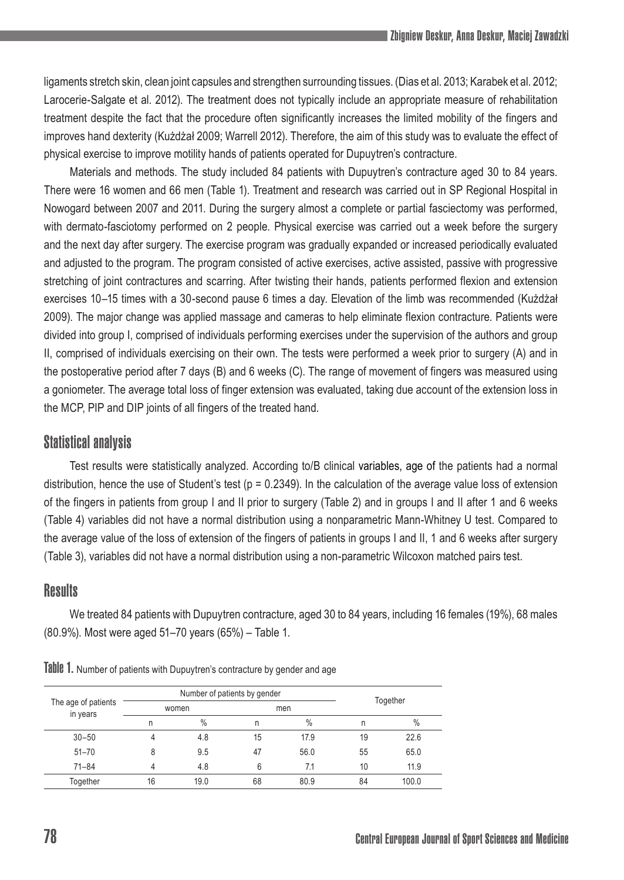ligaments stretch skin, clean joint capsules and strengthen surrounding tissues. (Dias et al. 2013; Karabek et al. 2012; Larocerie-Salgate et al. 2012). The treatment does not typically include an appropriate measure of rehabilitation treatment despite the fact that the procedure often significantly increases the limited mobility of the fingers and improves hand dexterity (Kuźdżał 2009; Warrell 2012). Therefore, the aim of this study was to evaluate the effect of physical exercise to improve motility hands of patients operated for Dupuytren's contracture.

Materials and methods. The study included 84 patients with Dupuytren's contracture aged 30 to 84 years. There were 16 women and 66 men (Table 1). Treatment and research was carried out in SP Regional Hospital in Nowogard between 2007 and 2011. During the surgery almost a complete or partial fasciectomy was performed, with dermato-fasciotomy performed on 2 people. Physical exercise was carried out a week before the surgery and the next day after surgery. The exercise program was gradually expanded or increased periodically evaluated and adjusted to the program. The program consisted of active exercises, active assisted, passive with progressive stretching of joint contractures and scarring. After twisting their hands, patients performed flexion and extension exercises 10–15 times with a 30-second pause 6 times a day. Elevation of the limb was recommended (Kuźdżał 2009). The major change was applied massage and cameras to help eliminate flexion contracture. Patients were divided into group I, comprised of individuals performing exercises under the supervision of the authors and group II, comprised of individuals exercising on their own. The tests were performed a week prior to surgery (A) and in the postoperative period after 7 days (B) and 6 weeks (C). The range of movement of fingers was measured using a goniometer. The average total loss of finger extension was evaluated, taking due account of the extension loss in the MCP, PIP and DIP joints of all fingers of the treated hand.

## Statistical analysis

Test results were statistically analyzed. According to/B clinical variables, age of the patients had a normal distribution, hence the use of Student's test ($p = 0.2349$). In the calculation of the average value loss of extension of the fingers in patients from group I and II prior to surgery (Table 2) and in groups I and II after 1 and 6 weeks (Table 4) variables did not have a normal distribution using a nonparametric Mann-Whitney U test. Compared to the average value of the loss of extension of the fingers of patients in groups I and II, 1 and 6 weeks after surgery (Table 3), variables did not have a normal distribution using a non-parametric Wilcoxon matched pairs test.

## Results

We treated 84 patients with Dupuytren contracture, aged 30 to 84 years, including 16 females (19%), 68 males (80.9%). Most were aged 51–70 years (65%) – Table 1.

**Table 1.** Number of patients with Dupuytren's contracture by gender and age

| The age of patients in years | Number of patients by gender | | | | Together | |
|---|---|---|---|---|---|---|
| | women | | men | | | |
| | n | % | n | % | n | % |
| 30–50 | 4 | 4.8 | 15 | 17.9 | 19 | 22.6 |
| 51–70 | 8 | 9.5 | 47 | 56.0 | 55 | 65.0 |
| 71–84 | 4 | 4.8 | 6 | 7.1 | 10 | 11.9 |
| Together | 16 | 19.0 | 68 | 80.9 | 84 | 100.0 |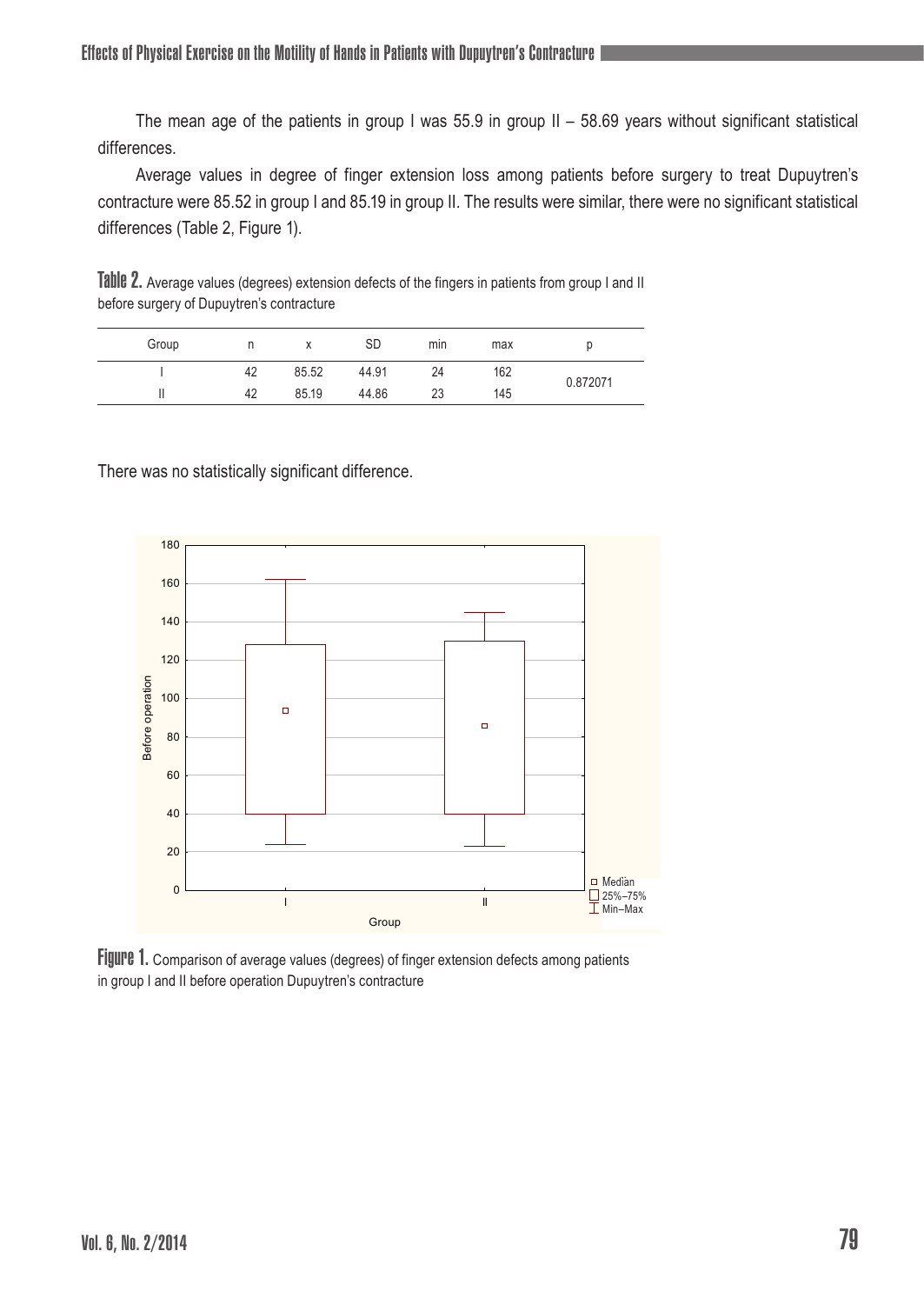The mean age of the patients in group I was 55.9 in group II – 58.69 years without significant statistical differences.

Average values in degree of finger extension loss among patients before surgery to treat Dupuytren's contracture were 85.52 in group I and 85.19 in group II. The results were similar, there were no significant statistical differences (Table 2, Figure 1).

**Table 2.** Average values (degrees) extension defects of the fingers in patients from group I and II before surgery of Dupuytren's contracture

| Group | n | x | SD | min | max | p |
|---|---|---|---|---|---|---|
| I | 42 | 85.52 | 44.91 | 24 | 162 | 0.872071 |
| II | 42 | 85.19 | 44.86 | 23 | 145 | |

There was no statistically significant difference.

**Figure 1.** Comparison of average values (degrees) of finger extension defects among patients in group I and II before operation Dupuytren's contracture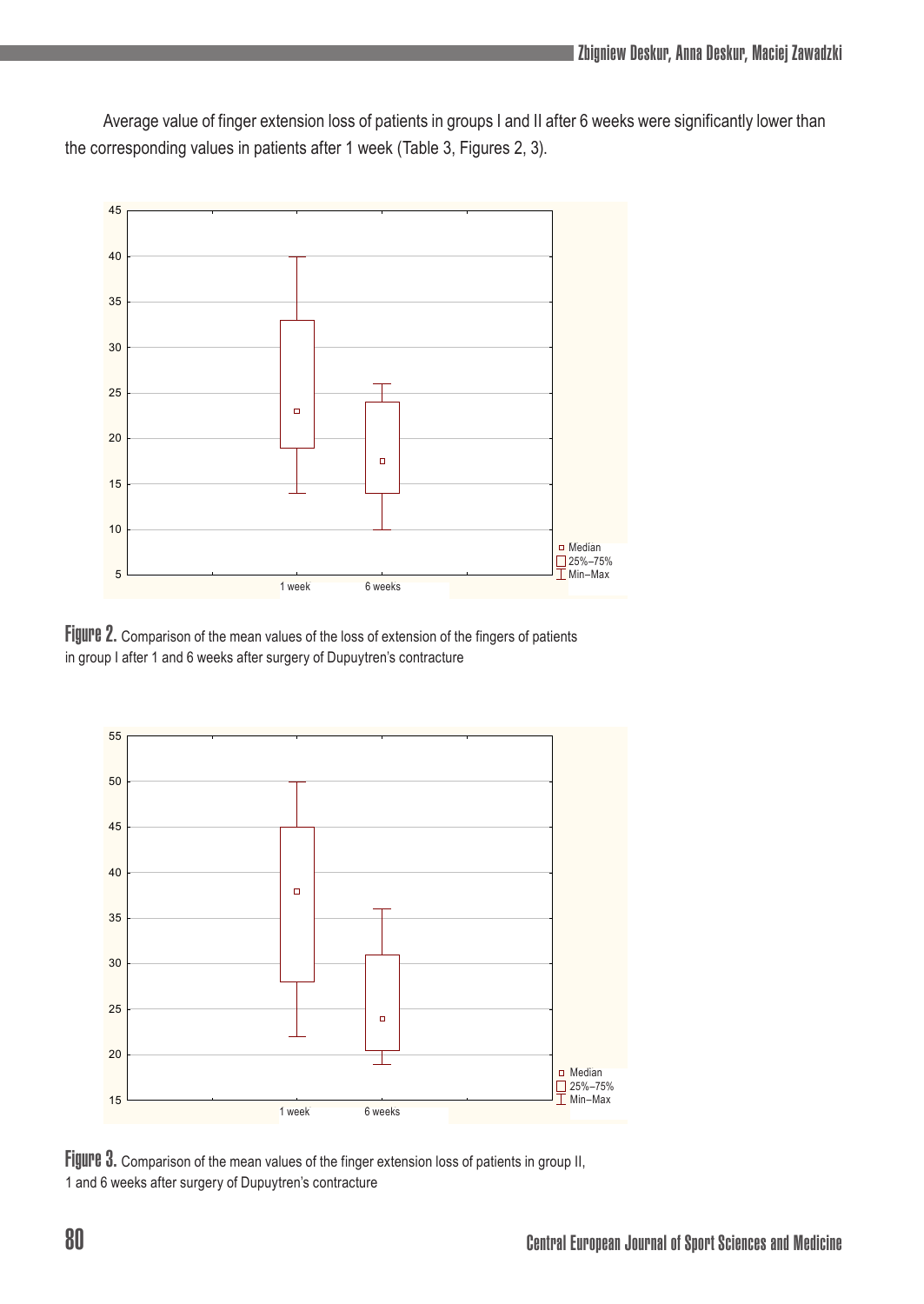Average value of finger extension loss of patients in groups I and II after 6 weeks were significantly lower than the corresponding values in patients after 1 week (Table 3, Figures 2, 3).

**Figure 2.** Comparison of the mean values of the loss of extension of the fingers of patients in group I after 1 and 6 weeks after surgery of Dupuytren's contracture

**Figure 3.** Comparison of the mean values of the finger extension loss of patients in group II, 1 and 6 weeks after surgery of Dupuytren's contracture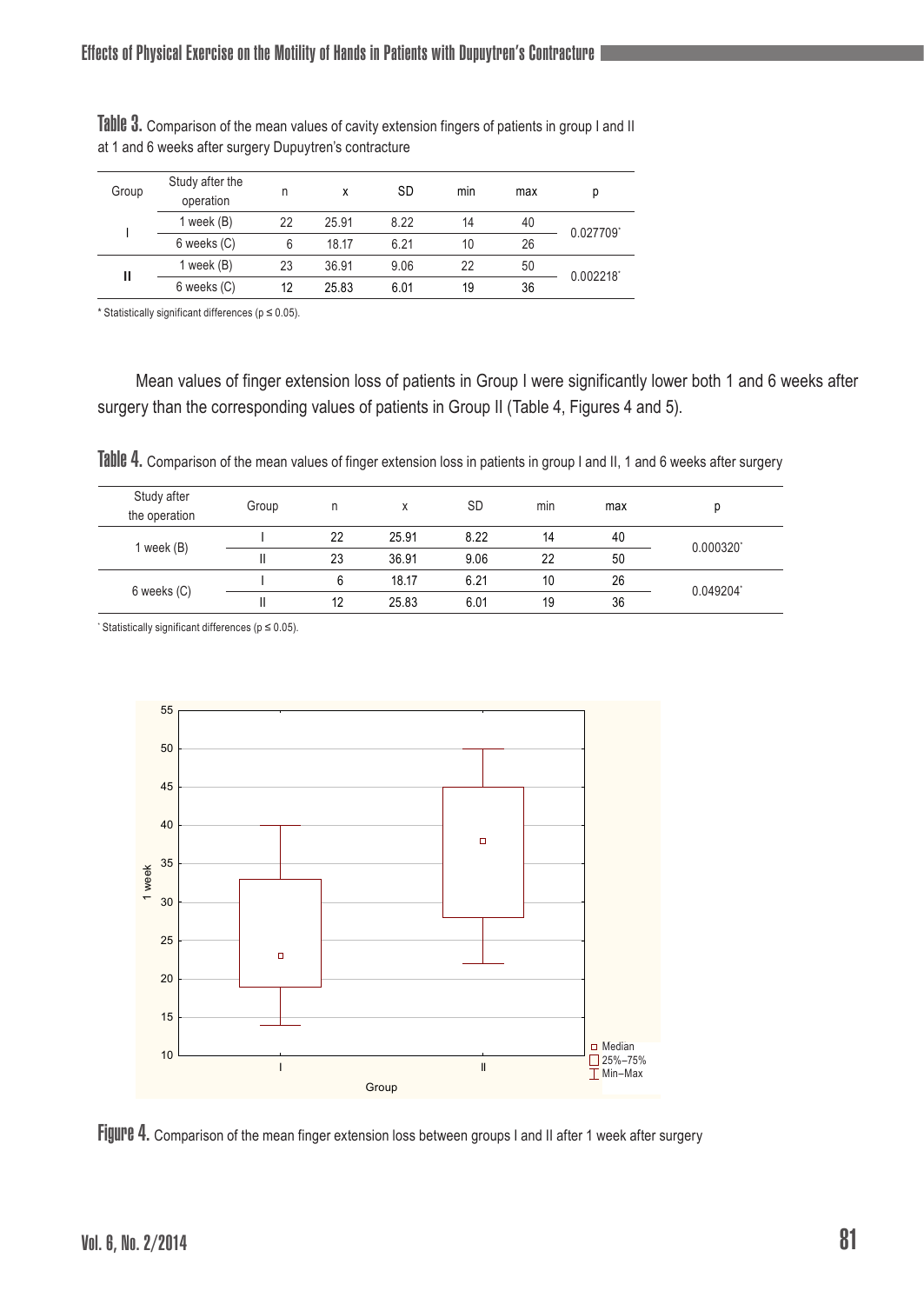**Table 3.** Comparison of the mean values of cavity extension fingers of patients in group I and II at 1 and 6 weeks after surgery Dupuytren's contracture

| Group | Study after the operation | n | x | SD | min | max | p |
|---|---|---|---|---|---|---|---|
| I | 1 week (B) | 22 | 25.91 | 8.22 | 14 | 40 | 0.027709* |
| | 6 weeks (C) | 6 | 18.17 | 6.21 | 10 | 26 | |
| II | 1 week (B) | 23 | 36.91 | 9.06 | 22 | 50 | 0.002218* |
| | 6 weeks (C) | 12 | 25.83 | 6.01 | 19 | 36 | |

\* Statistically significant differences ($p \leq 0.05$).

Mean values of finger extension loss of patients in Group I were significantly lower both 1 and 6 weeks after surgery than the corresponding values of patients in Group II (Table 4, Figures 4 and 5).

**Table 4.** Comparison of the mean values of finger extension loss in patients in group I and II, 1 and 6 weeks after surgery

| Study after the operation | Group | n | x | SD | min | max | p |
|---|---|---|---|---|---|---|---|
| 1 week (B) | I | 22 | 25.91 | 8.22 | 14 | 40 | 0.000320* |
| | II | 23 | 36.91 | 9.06 | 22 | 50 | |
| 6 weeks (C) | I | 6 | 18.17 | 6.21 | 10 | 26 | 0.049204* |
| | II | 12 | 25.83 | 6.01 | 19 | 36 | |

\* Statistically significant differences ($p \leq 0.05$).

**Figure 4.** Comparison of the mean finger extension loss between groups I and II after 1 week after surgery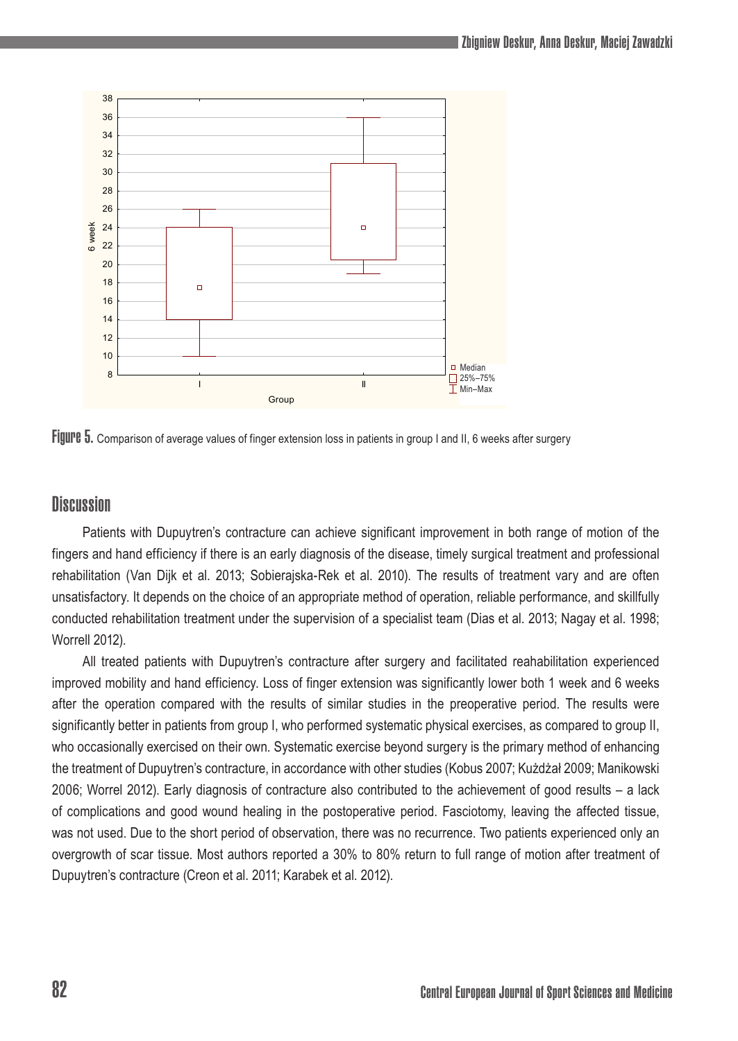Figure 5. Comparison of average values of finger extension loss in patients in group I and II, 6 weeks after surgery

## Discussion

Patients with Dupuytren's contracture can achieve significant improvement in both range of motion of the fingers and hand efficiency if there is an early diagnosis of the disease, timely surgical treatment and professional rehabilitation (Van Dijk et al. 2013; Sobierajska-Rek et al. 2010). The results of treatment vary and are often unsatisfactory. It depends on the choice of an appropriate method of operation, reliable performance, and skillfully conducted rehabilitation treatment under the supervision of a specialist team (Dias et al. 2013; Nagay et al. 1998; Worrell 2012).

All treated patients with Dupuytren's contracture after surgery and facilitated reahabilitation experienced improved mobility and hand efficiency. Loss of finger extension was significantly lower both 1 week and 6 weeks after the operation compared with the results of similar studies in the preoperative period. The results were significantly better in patients from group I, who performed systematic physical exercises, as compared to group II, who occasionally exercised on their own. Systematic exercise beyond surgery is the primary method of enhancing the treatment of Dupuytren's contracture, in accordance with other studies (Kobus 2007; Kużdżał 2009; Manikowski 2006; Worrel 2012). Early diagnosis of contracture also contributed to the achievement of good results – a lack of complications and good wound healing in the postoperative period. Fasciotomy, leaving the affected tissue, was not used. Due to the short period of observation, there was no recurrence. Two patients experienced only an overgrowth of scar tissue. Most authors reported a 30% to 80% return to full range of motion after treatment of Dupuytren's contracture (Creon et al. 2011; Karabek et al. 2012).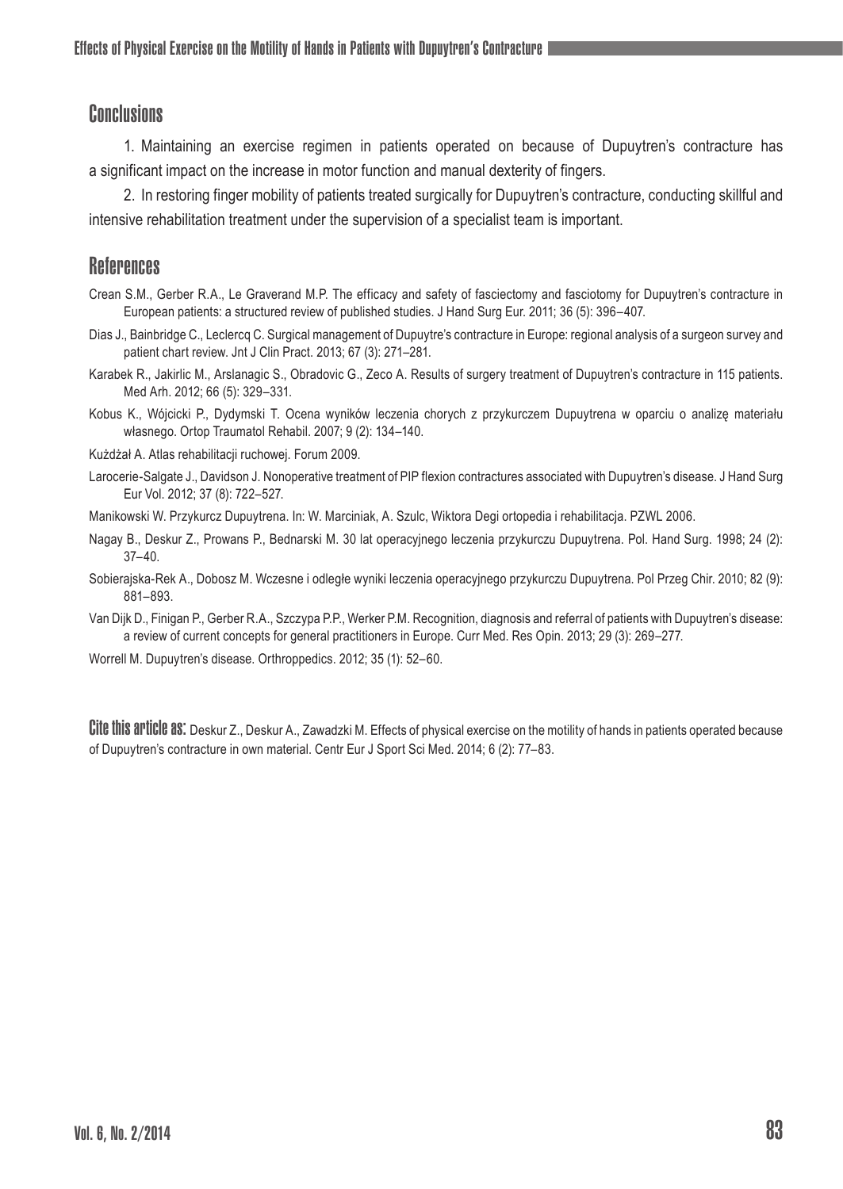## Conclusions

1. Maintaining an exercise regimen in patients operated on because of Dupuytren's contracture has a significant impact on the increase in motor function and manual dexterity of fingers.

2. In restoring finger mobility of patients treated surgically for Dupuytren's contracture, conducting skillful and intensive rehabilitation treatment under the supervision of a specialist team is important.

## References

Crean S.M., Gerber R.A., Le Graverand M.P. The efficacy and safety of fasciectomy and fasciotomy for Dupuytren's contracture in European patients: a structured review of published studies. J Hand Surg Eur. 2011; 36 (5): 396–407.

Dias J., Bainbridge C., Leclercq C. Surgical management of Dupuytre's contracture in Europe: regional analysis of a surgeon survey and patient chart review. Jnt J Clin Pract. 2013; 67 (3): 271–281.

Karabek R., Jakirlic M., Arslanagic S., Obradovic G., Zeco A. Results of surgery treatment of Dupuytren's contracture in 115 patients. Med Arh. 2012; 66 (5): 329–331.

Kobus K., Wójcicki P., Dydymski T. Ocena wyników leczenia chorych z przykurczem Dupuytrena w oparciu o analizę materiału własnego. Ortop Traumatol Rehabil. 2007; 9 (2): 134–140.

Kużdżał A. Atlas rehabilitacji ruchowej. Forum 2009.

Larocerie-Salgate J., Davidson J. Nonoperative treatment of PIP flexion contractures associated with Dupuytren's disease. J Hand Surg Eur Vol. 2012; 37 (8): 722–527.

Manikowski W. Przykurcz Dupuytrena. In: W. Marciniak, A. Szulc, Wiktora Degi ortopedia i rehabilitacja. PZWL 2006.

Nagay B., Deskur Z., Prowans P., Bednarski M. 30 lat operacyjnego leczenia przykurczu Dupuytrena. Pol. Hand Surg. 1998; 24 (2): 37–40.

Sobierajska-Rek A., Dobosz M. Wczesne i odległe wyniki leczenia operacyjnego przykurczu Dupuytrena. Pol Przeg Chir. 2010; 82 (9): 881–893.

Van Dijk D., Finigan P., Gerber R.A., Szczypa P.P., Werker P.M. Recognition, diagnosis and referral of patients with Dupuytren's disease: a review of current concepts for general practitioners in Europe. Curr Med. Res Opin. 2013; 29 (3): 269–277.

Worrell M. Dupuytren's disease. Orthroppedics. 2012; 35 (1): 52–60.

**Cite this article as:** Deskur Z., Deskur A., Zawadzki M. Effects of physical exercise on the motility of hands in patients operated because of Dupuytren's contracture in own material. Centr Eur J Sport Sci Med. 2014; 6 (2): 77–83.